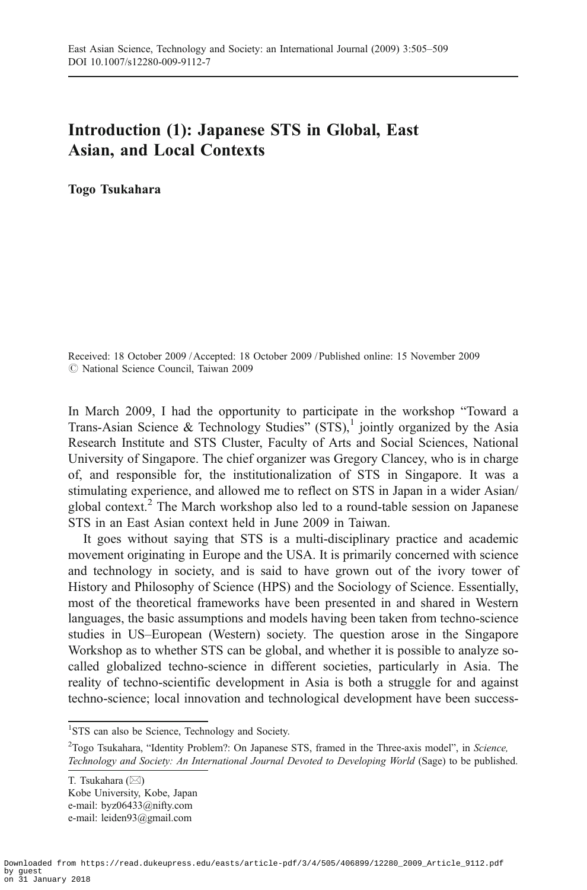# Introduction (1): Japanese STS in Global, East Asian, and Local Contexts

**Togo Tsukahara**

Received: 18 October 2009 / Accepted: 18 October 2009 / Published online: 15 November 2009
© National Science Council, Taiwan 2009

In March 2009, I had the opportunity to participate in the workshop "Toward a Trans-Asian Science & Technology Studies" (STS),[1] jointly organized by the Asia Research Institute and STS Cluster, Faculty of Arts and Social Sciences, National University of Singapore. The chief organizer was Gregory Clancey, who is in charge of, and responsible for, the institutionalization of STS in Singapore. It was a stimulating experience, and allowed me to reflect on STS in Japan in a wider Asian/global context.[2] The March workshop also led to a round-table session on Japanese STS in an East Asian context held in June 2009 in Taiwan.

It goes without saying that STS is a multi-disciplinary practice and academic movement originating in Europe and the USA. It is primarily concerned with science and technology in society, and is said to have grown out of the ivory tower of History and Philosophy of Science (HPS) and the Sociology of Science. Essentially, most of the theoretical frameworks have been presented in and shared in Western languages, the basic assumptions and models having been taken from techno-science studies in US–European (Western) society. The question arose in the Singapore Workshop as to whether STS can be global, and whether it is possible to analyze so-called globalized techno-science in different societies, particularly in Asia. The reality of techno-scientific development in Asia is both a struggle for and against techno-science; local innovation and technological development have been success-

[1] STS can also be Science, Technology and Society.

[2] Togo Tsukahara, "Identity Problem?: On Japanese STS, framed in the Three-axis model", in *Science, Technology and Society: An International Journal Devoted to Developing World* (Sage) to be published.

T. Tsukahara (✉)
Kobe University, Kobe, Japan
e-mail: byz06433@nifty.com
e-mail: leiden93@gmail.com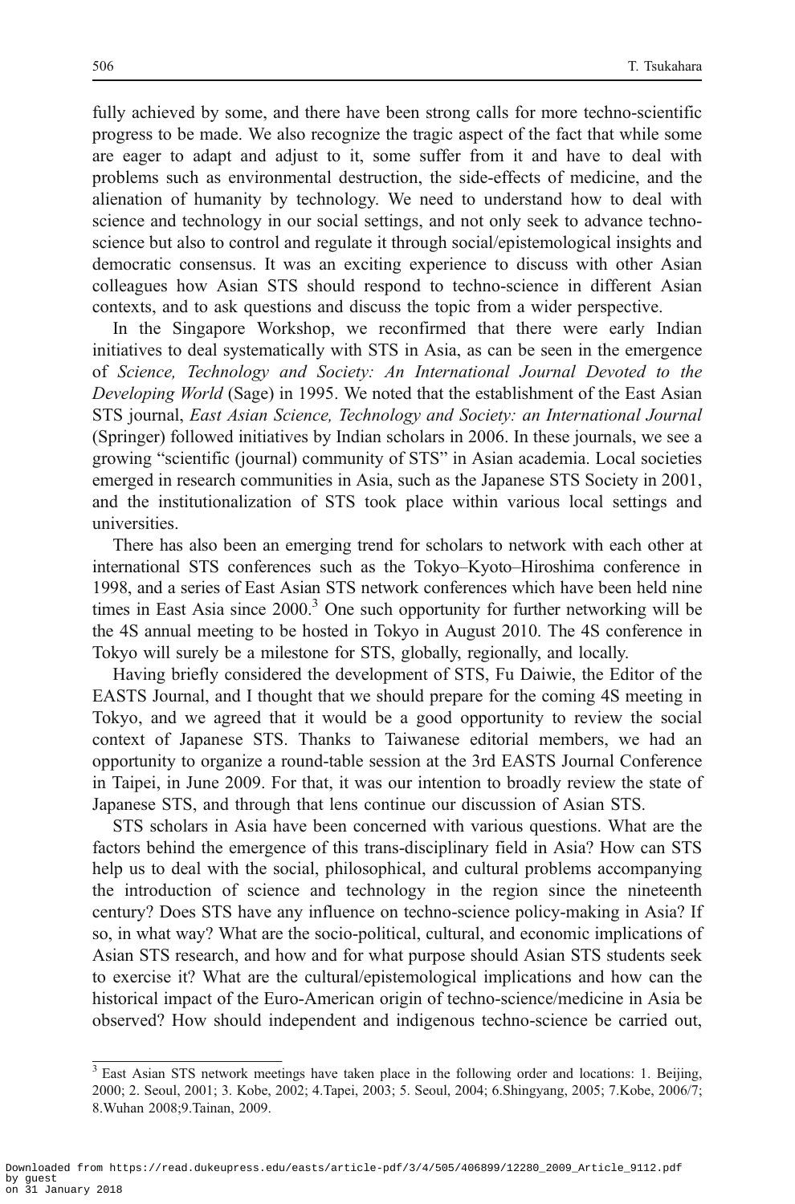fully achieved by some, and there have been strong calls for more techno-scientific progress to be made. We also recognize the tragic aspect of the fact that while some are eager to adapt and adjust to it, some suffer from it and have to deal with problems such as environmental destruction, the side-effects of medicine, and the alienation of humanity by technology. We need to understand how to deal with science and technology in our social settings, and not only seek to advance techno-science but also to control and regulate it through social/epistemological insights and democratic consensus. It was an exciting experience to discuss with other Asian colleagues how Asian STS should respond to techno-science in different Asian contexts, and to ask questions and discuss the topic from a wider perspective.

In the Singapore Workshop, we reconfirmed that there were early Indian initiatives to deal systematically with STS in Asia, as can be seen in the emergence of *Science, Technology and Society: An International Journal Devoted to the Developing World* (Sage) in 1995. We noted that the establishment of the East Asian STS journal, *East Asian Science, Technology and Society: an International Journal* (Springer) followed initiatives by Indian scholars in 2006. In these journals, we see a growing "scientific (journal) community of STS" in Asian academia. Local societies emerged in research communities in Asia, such as the Japanese STS Society in 2001, and the institutionalization of STS took place within various local settings and universities.

There has also been an emerging trend for scholars to network with each other at international STS conferences such as the Tokyo–Kyoto–Hiroshima conference in 1998, and a series of East Asian STS network conferences which have been held nine times in East Asia since 2000.[3] One such opportunity for further networking will be the 4S annual meeting to be hosted in Tokyo in August 2010. The 4S conference in Tokyo will surely be a milestone for STS, globally, regionally, and locally.

Having briefly considered the development of STS, Fu Daiwie, the Editor of the EASTS Journal, and I thought that we should prepare for the coming 4S meeting in Tokyo, and we agreed that it would be a good opportunity to review the social context of Japanese STS. Thanks to Taiwanese editorial members, we had an opportunity to organize a round-table session at the 3rd EASTS Journal Conference in Taipei, in June 2009. For that, it was our intention to broadly review the state of Japanese STS, and through that lens continue our discussion of Asian STS.

STS scholars in Asia have been concerned with various questions. What are the factors behind the emergence of this trans-disciplinary field in Asia? How can STS help us to deal with the social, philosophical, and cultural problems accompanying the introduction of science and technology in the region since the nineteenth century? Does STS have any influence on techno-science policy-making in Asia? If so, in what way? What are the socio-political, cultural, and economic implications of Asian STS research, and how and for what purpose should Asian STS students seek to exercise it? What are the cultural/epistemological implications and how can the historical impact of the Euro-American origin of techno-science/medicine in Asia be observed? How should independent and indigenous techno-science be carried out,

[3] East Asian STS network meetings have taken place in the following order and locations: 1. Beijing, 2000; 2. Seoul, 2001; 3. Kobe, 2002; 4.Tapei, 2003; 5. Seoul, 2004; 6.Shingyang, 2005; 7.Kobe, 2006/7; 8.Wuhan 2008;9.Tainan, 2009.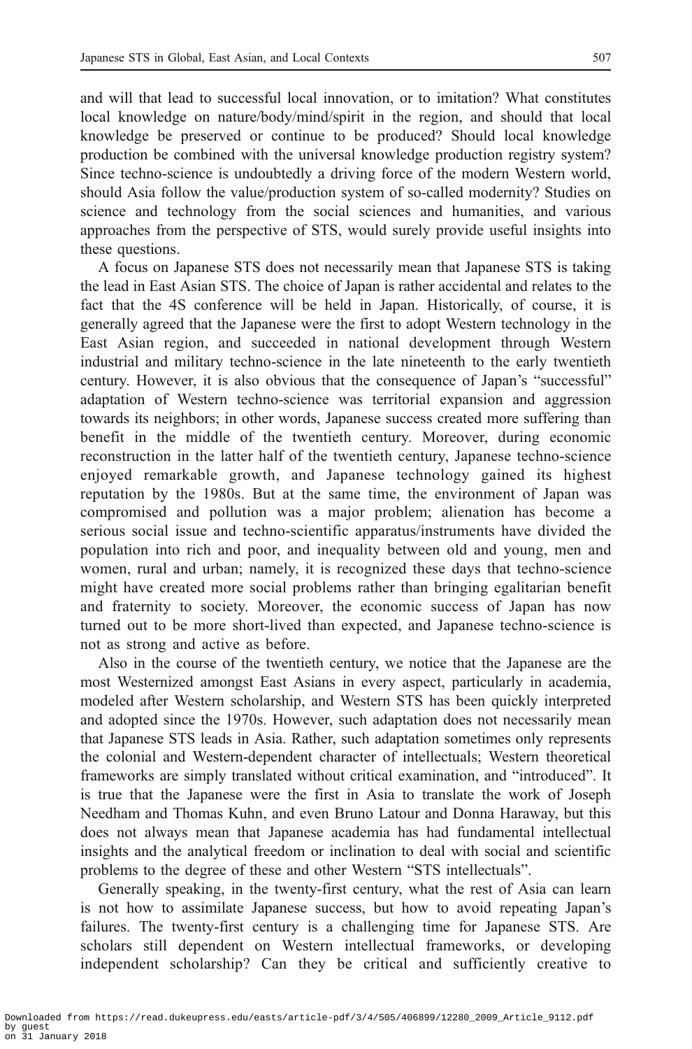and will that lead to successful local innovation, or to imitation? What constitutes local knowledge on nature/body/mind/spirit in the region, and should that local knowledge be preserved or continue to be produced? Should local knowledge production be combined with the universal knowledge production registry system? Since techno-science is undoubtedly a driving force of the modern Western world, should Asia follow the value/production system of so-called modernity? Studies on science and technology from the social sciences and humanities, and various approaches from the perspective of STS, would surely provide useful insights into these questions.

A focus on Japanese STS does not necessarily mean that Japanese STS is taking the lead in East Asian STS. The choice of Japan is rather accidental and relates to the fact that the 4S conference will be held in Japan. Historically, of course, it is generally agreed that the Japanese were the first to adopt Western technology in the East Asian region, and succeeded in national development through Western industrial and military techno-science in the late nineteenth to the early twentieth century. However, it is also obvious that the consequence of Japan's "successful" adaptation of Western techno-science was territorial expansion and aggression towards its neighbors; in other words, Japanese success created more suffering than benefit in the middle of the twentieth century. Moreover, during economic reconstruction in the latter half of the twentieth century, Japanese techno-science enjoyed remarkable growth, and Japanese technology gained its highest reputation by the 1980s. But at the same time, the environment of Japan was compromised and pollution was a major problem; alienation has become a serious social issue and techno-scientific apparatus/instruments have divided the population into rich and poor, and inequality between old and young, men and women, rural and urban; namely, it is recognized these days that techno-science might have created more social problems rather than bringing egalitarian benefit and fraternity to society. Moreover, the economic success of Japan has now turned out to be more short-lived than expected, and Japanese techno-science is not as strong and active as before.

Also in the course of the twentieth century, we notice that the Japanese are the most Westernized amongst East Asians in every aspect, particularly in academia, modeled after Western scholarship, and Western STS has been quickly interpreted and adopted since the 1970s. However, such adaptation does not necessarily mean that Japanese STS leads in Asia. Rather, such adaptation sometimes only represents the colonial and Western-dependent character of intellectuals; Western theoretical frameworks are simply translated without critical examination, and "introduced". It is true that the Japanese were the first in Asia to translate the work of Joseph Needham and Thomas Kuhn, and even Bruno Latour and Donna Haraway, but this does not always mean that Japanese academia has had fundamental intellectual insights and the analytical freedom or inclination to deal with social and scientific problems to the degree of these and other Western "STS intellectuals".

Generally speaking, in the twenty-first century, what the rest of Asia can learn is not how to assimilate Japanese success, but how to avoid repeating Japan's failures. The twenty-first century is a challenging time for Japanese STS. Are scholars still dependent on Western intellectual frameworks, or developing independent scholarship? Can they be critical and sufficiently creative to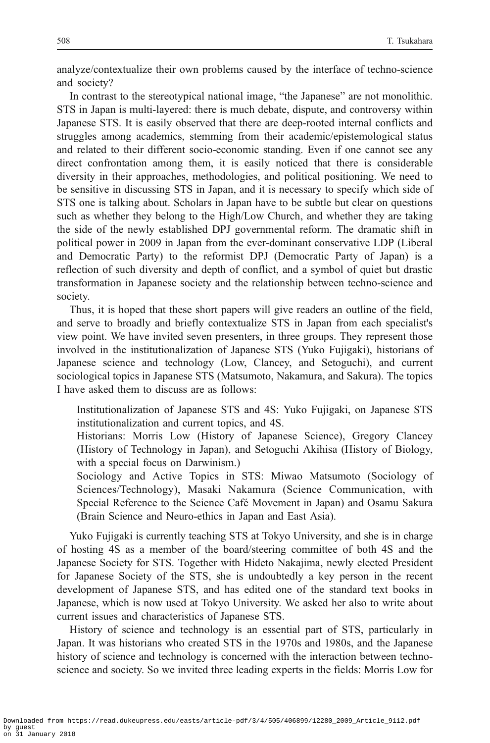analyze/contextualize their own problems caused by the interface of techno-science and society?

In contrast to the stereotypical national image, “the Japanese” are not monolithic. STS in Japan is multi-layered: there is much debate, dispute, and controversy within Japanese STS. It is easily observed that there are deep-rooted internal conflicts and struggles among academics, stemming from their academic/epistemological status and related to their different socio-economic standing. Even if one cannot see any direct confrontation among them, it is easily noticed that there is considerable diversity in their approaches, methodologies, and political positioning. We need to be sensitive in discussing STS in Japan, and it is necessary to specify which side of STS one is talking about. Scholars in Japan have to be subtle but clear on questions such as whether they belong to the High/Low Church, and whether they are taking the side of the newly established DPJ governmental reform. The dramatic shift in political power in 2009 in Japan from the ever-dominant conservative LDP (Liberal and Democratic Party) to the reformist DPJ (Democratic Party of Japan) is a reflection of such diversity and depth of conflict, and a symbol of quiet but drastic transformation in Japanese society and the relationship between techno-science and society.

Thus, it is hoped that these short papers will give readers an outline of the field, and serve to broadly and briefly contextualize STS in Japan from each specialist's view point. We have invited seven presenters, in three groups. They represent those involved in the institutionalization of Japanese STS (Yuko Fujigaki), historians of Japanese science and technology (Low, Clancey, and Setoguchi), and current sociological topics in Japanese STS (Matsumoto, Nakamura, and Sakura). The topics I have asked them to discuss are as follows:

> Institutionalization of Japanese STS and 4S: Yuko Fujigaki, on Japanese STS institutionalization and current topics, and 4S.
>
> Historians: Morris Low (History of Japanese Science), Gregory Clancey (History of Technology in Japan), and Setoguchi Akihisa (History of Biology, with a special focus on Darwinism.)
>
> Sociology and Active Topics in STS: Miwao Matsumoto (Sociology of Sciences/Technology), Masaki Nakamura (Science Communication, with Special Reference to the Science Café Movement in Japan) and Osamu Sakura (Brain Science and Neuro-ethics in Japan and East Asia).

Yuko Fujigaki is currently teaching STS at Tokyo University, and she is in charge of hosting 4S as a member of the board/steering committee of both 4S and the Japanese Society for STS. Together with Hideto Nakajima, newly elected President for Japanese Society of the STS, she is undoubtedly a key person in the recent development of Japanese STS, and has edited one of the standard text books in Japanese, which is now used at Tokyo University. We asked her also to write about current issues and characteristics of Japanese STS.

History of science and technology is an essential part of STS, particularly in Japan. It was historians who created STS in the 1970s and 1980s, and the Japanese history of science and technology is concerned with the interaction between techno-science and society. So we invited three leading experts in the fields: Morris Low for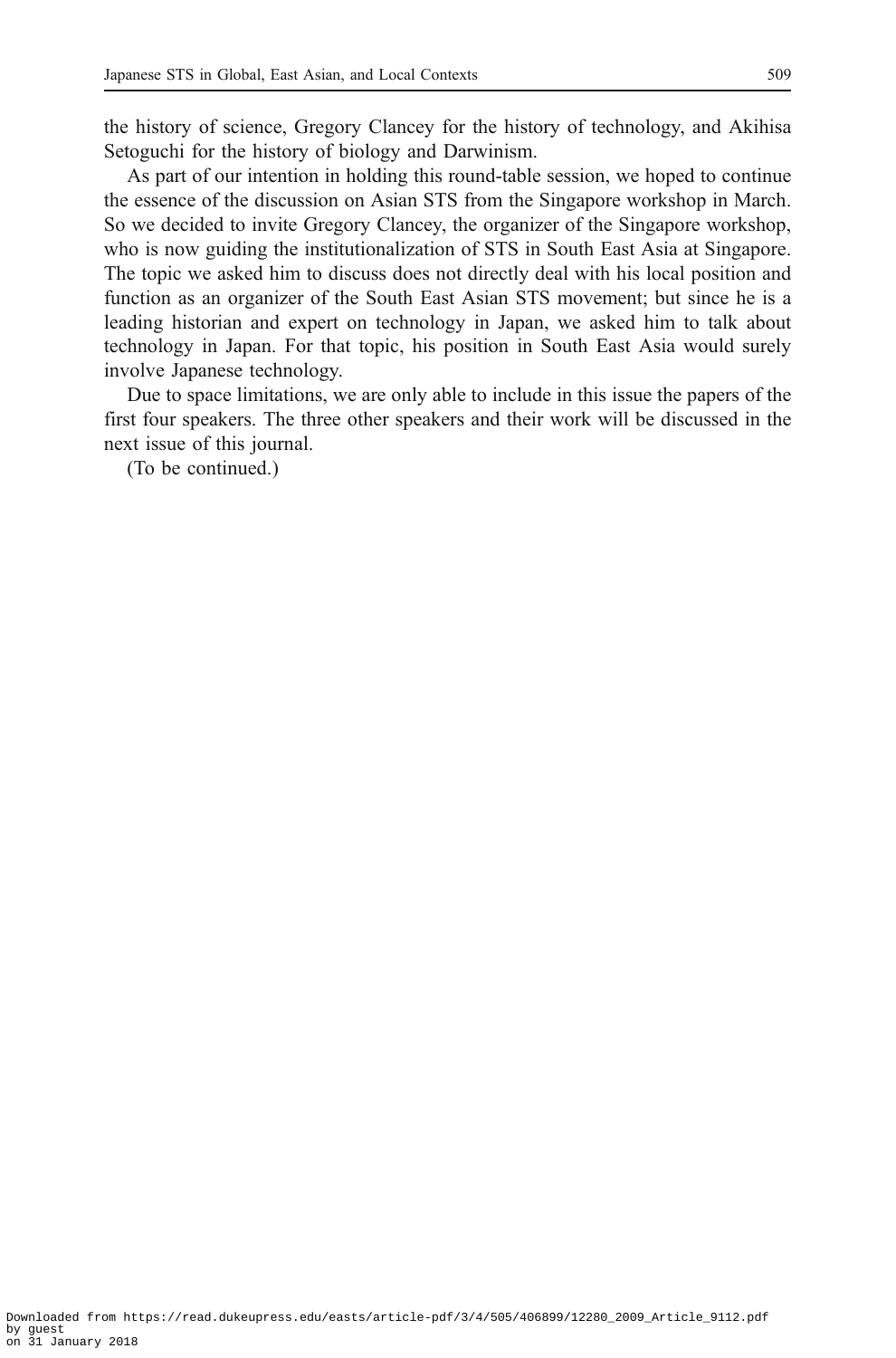the history of science, Gregory Clancey for the history of technology, and Akihisa Setoguchi for the history of biology and Darwinism.

As part of our intention in holding this round-table session, we hoped to continue the essence of the discussion on Asian STS from the Singapore workshop in March. So we decided to invite Gregory Clancey, the organizer of the Singapore workshop, who is now guiding the institutionalization of STS in South East Asia at Singapore. The topic we asked him to discuss does not directly deal with his local position and function as an organizer of the South East Asian STS movement; but since he is a leading historian and expert on technology in Japan, we asked him to talk about technology in Japan. For that topic, his position in South East Asia would surely involve Japanese technology.

Due to space limitations, we are only able to include in this issue the papers of the first four speakers. The three other speakers and their work will be discussed in the next issue of this journal.

(To be continued.)